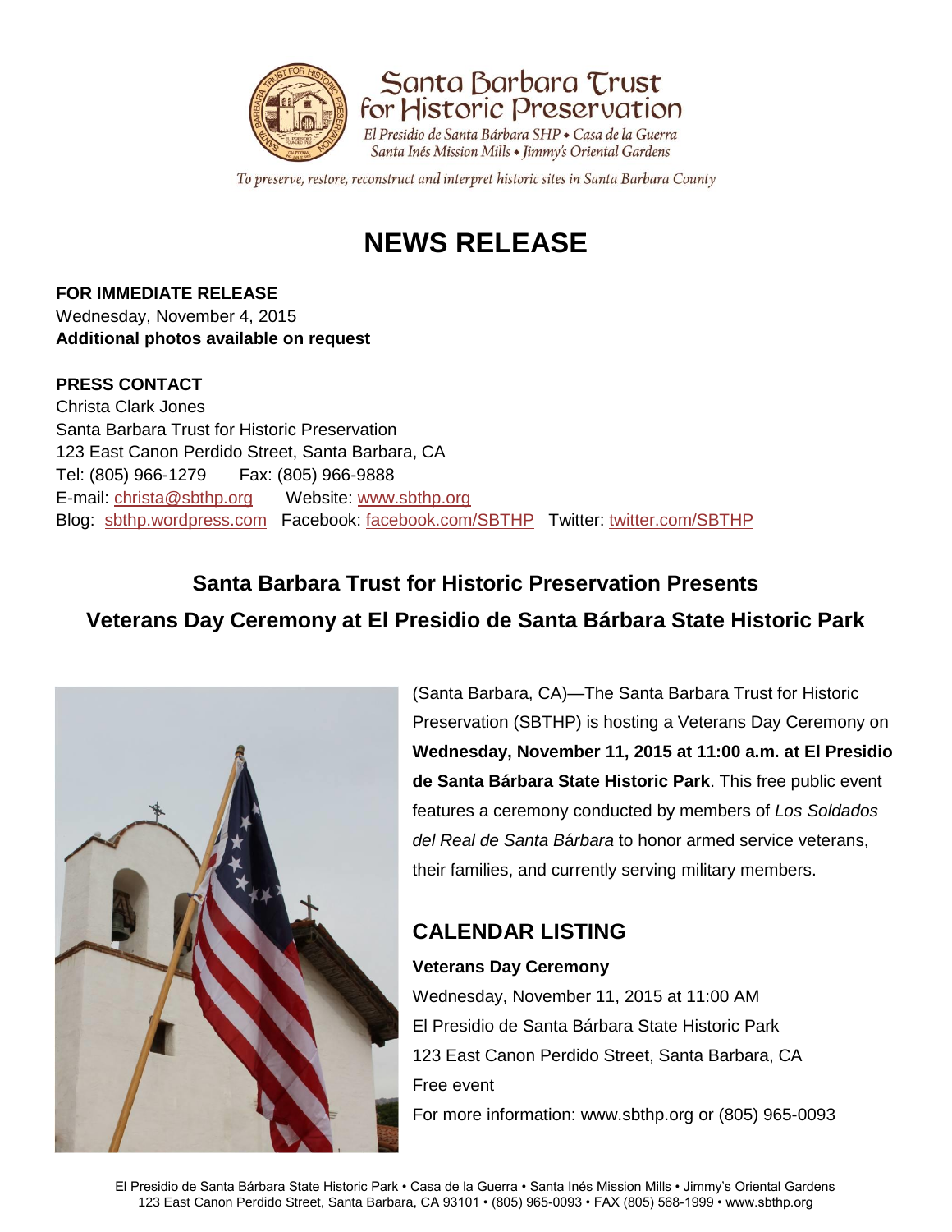Santa Barbara Trust for Historic Preservation

El Presidio de Santa Bárbara SHP • Casa de la Guerra
Santa Inés Mission Mills • Jimmy's Oriental Gardens

*To preserve, restore, reconstruct and interpret historic sites in Santa Barbara County*

# NEWS RELEASE

**FOR IMMEDIATE RELEASE**
Wednesday, November 4, 2015
**Additional photos available on request**

**PRESS CONTACT**
Christa Clark Jones
Santa Barbara Trust for Historic Preservation
123 East Canon Perdido Street, Santa Barbara, CA
Tel: (805) 966-1279 Fax: (805) 966-9888
E-mail: christa@sbthp.org Website: www.sbthp.org
Blog: sbthp.wordpress.com Facebook: facebook.com/SBTHP Twitter: twitter.com/SBTHP

## Santa Barbara Trust for Historic Preservation Presents Veterans Day Ceremony at El Presidio de Santa Bárbara State Historic Park

(Santa Barbara, CA)—The Santa Barbara Trust for Historic Preservation (SBTHP) is hosting a Veterans Day Ceremony on **Wednesday, November 11, 2015 at 11:00 a.m. at El Presidio de Santa Bárbara State Historic Park**. This free public event features a ceremony conducted by members of *Los Soldados del Real de Santa Bárbara* to honor armed service veterans, their families, and currently serving military members.

## CALENDAR LISTING

**Veterans Day Ceremony**
Wednesday, November 11, 2015 at 11:00 AM
El Presidio de Santa Bárbara State Historic Park
123 East Canon Perdido Street, Santa Barbara, CA
Free event
For more information: www.sbthp.org or (805) 965-0093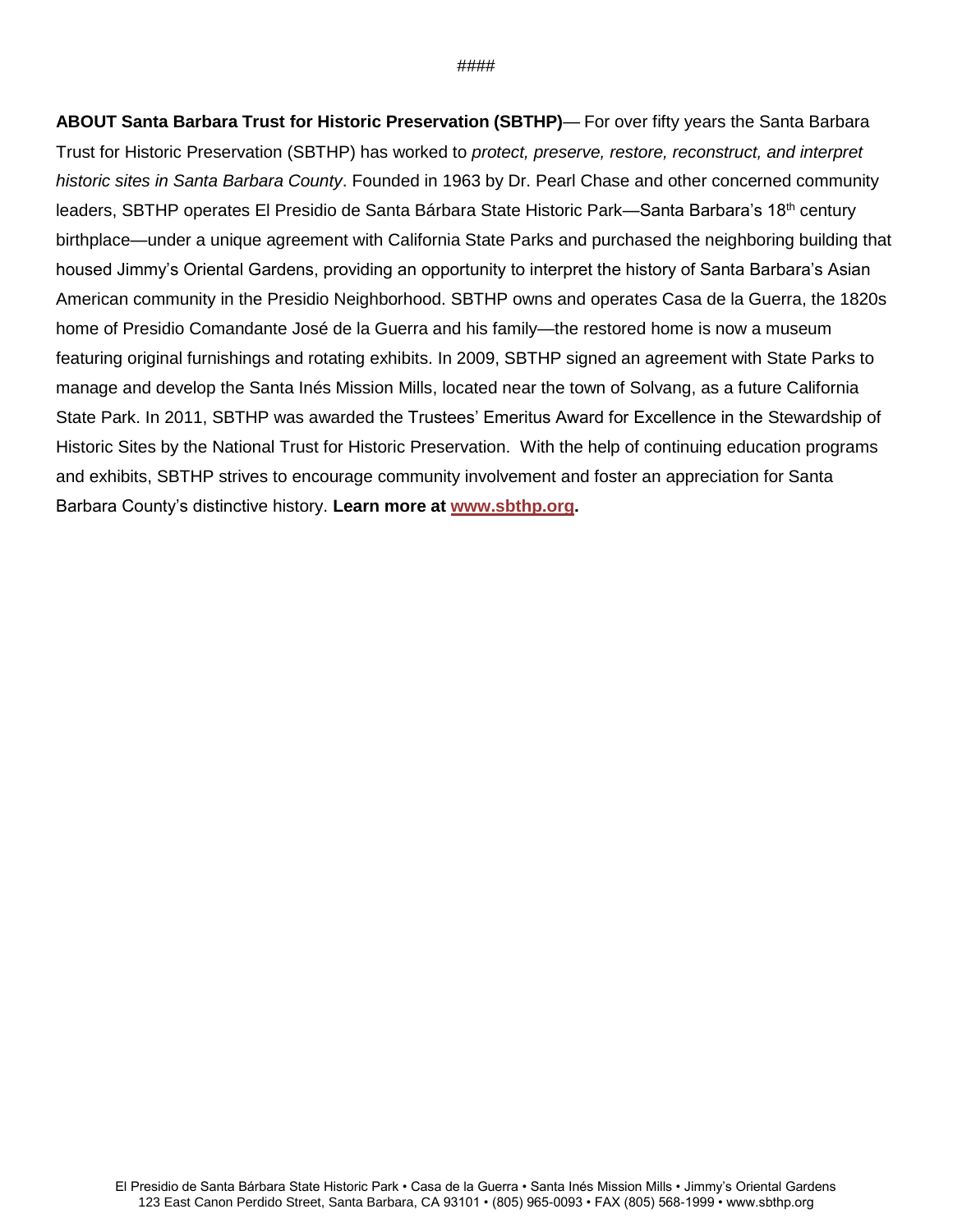####

**ABOUT Santa Barbara Trust for Historic Preservation (SBTHP)**— For over fifty years the Santa Barbara Trust for Historic Preservation (SBTHP) has worked to *protect, preserve, restore, reconstruct, and interpret historic sites in Santa Barbara County*. Founded in 1963 by Dr. Pearl Chase and other concerned community leaders, SBTHP operates El Presidio de Santa Bárbara State Historic Park—Santa Barbara's 18th century birthplace—under a unique agreement with California State Parks and purchased the neighboring building that housed Jimmy's Oriental Gardens, providing an opportunity to interpret the history of Santa Barbara's Asian American community in the Presidio Neighborhood. SBTHP owns and operates Casa de la Guerra, the 1820s home of Presidio Comandante José de la Guerra and his family—the restored home is now a museum featuring original furnishings and rotating exhibits. In 2009, SBTHP signed an agreement with State Parks to manage and develop the Santa Inés Mission Mills, located near the town of Solvang, as a future California State Park. In 2011, SBTHP was awarded the Trustees' Emeritus Award for Excellence in the Stewardship of Historic Sites by the National Trust for Historic Preservation. With the help of continuing education programs and exhibits, SBTHP strives to encourage community involvement and foster an appreciation for Santa Barbara County's distinctive history. **Learn more at [www.sbthp.org](http://www.sbthp.org).**